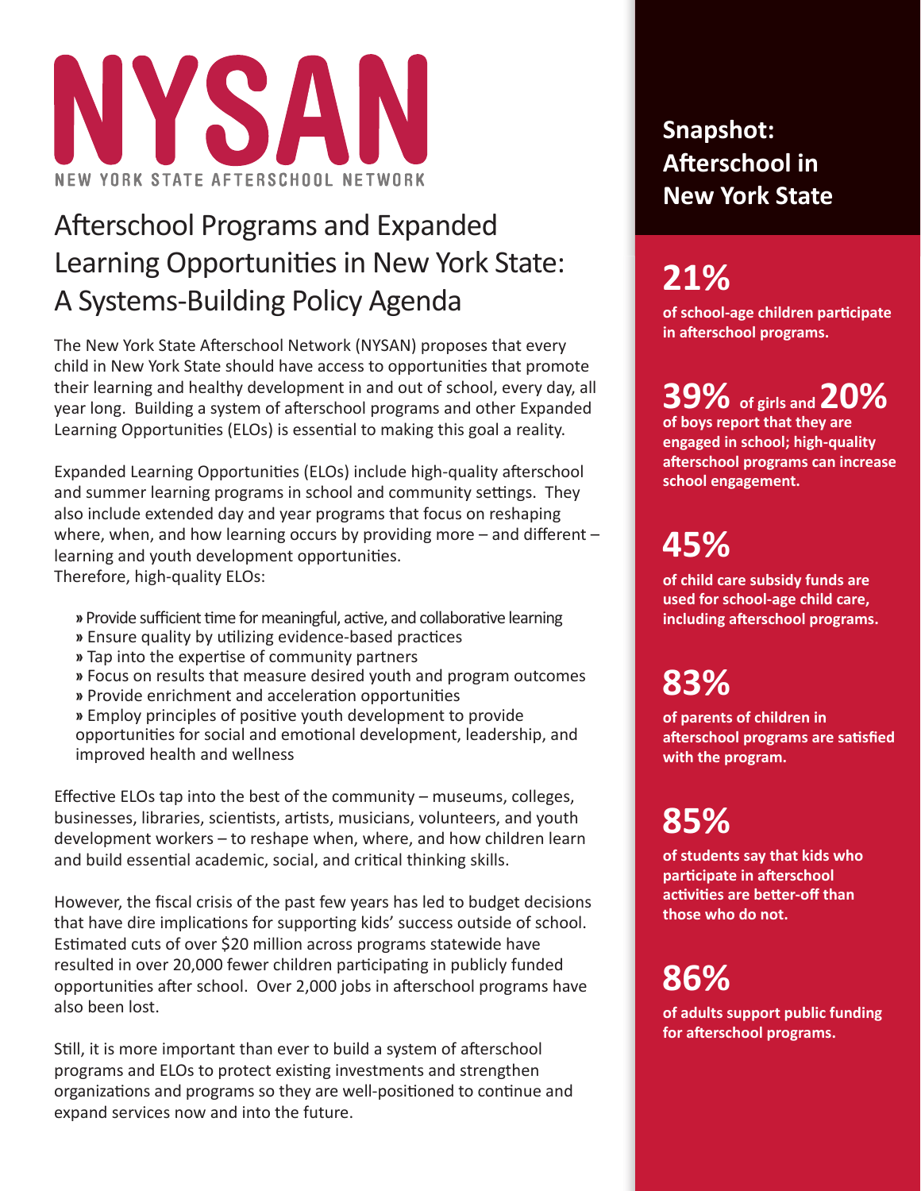# NYSAN

NEW YORK STATE AFTERSCHOOL NETWORK

## Afterschool Programs and Expanded Learning Opportunities in New York State: A Systems-Building Policy Agenda

The New York State Afterschool Network (NYSAN) proposes that every child in New York State should have access to opportunities that promote their learning and healthy development in and out of school, every day, all year long. Building a system of afterschool programs and other Expanded Learning Opportunities (ELOs) is essential to making this goal a reality.

Expanded Learning Opportunities (ELOs) include high-quality afterschool and summer learning programs in school and community settings. They also include extended day and year programs that focus on reshaping where, when, and how learning occurs by providing more – and different – learning and youth development opportunities.
Therefore, high-quality ELOs:

- Provide sufficient time for meaningful, active, and collaborative learning
- Ensure quality by utilizing evidence-based practices
- Tap into the expertise of community partners
- Focus on results that measure desired youth and program outcomes
- Provide enrichment and acceleration opportunities
- Employ principles of positive youth development to provide opportunities for social and emotional development, leadership, and improved health and wellness

Effective ELOs tap into the best of the community – museums, colleges, businesses, libraries, scientists, artists, musicians, volunteers, and youth development workers – to reshape when, where, and how children learn and build essential academic, social, and critical thinking skills.

However, the fiscal crisis of the past few years has led to budget decisions that have dire implications for supporting kids' success outside of school. Estimated cuts of over $20 million across programs statewide have resulted in over 20,000 fewer children participating in publicly funded opportunities after school. Over 2,000 jobs in afterschool programs have also been lost.

Still, it is more important than ever to build a system of afterschool programs and ELOs to protect existing investments and strengthen organizations and programs so they are well-positioned to continue and expand services now and into the future.

## Snapshot: Afterschool in New York State

**21%**
**of school-age children participate in afterschool programs.**

**39% of girls and 20% of boys report that they are engaged in school; high-quality afterschool programs can increase school engagement.**

**45%**
**of child care subsidy funds are used for school-age child care, including afterschool programs.**

**83%**
**of parents of children in afterschool programs are satisfied with the program.**

**85%**
**of students say that kids who participate in afterschool activities are better-off than those who do not.**

**86%**
**of adults support public funding for afterschool programs.**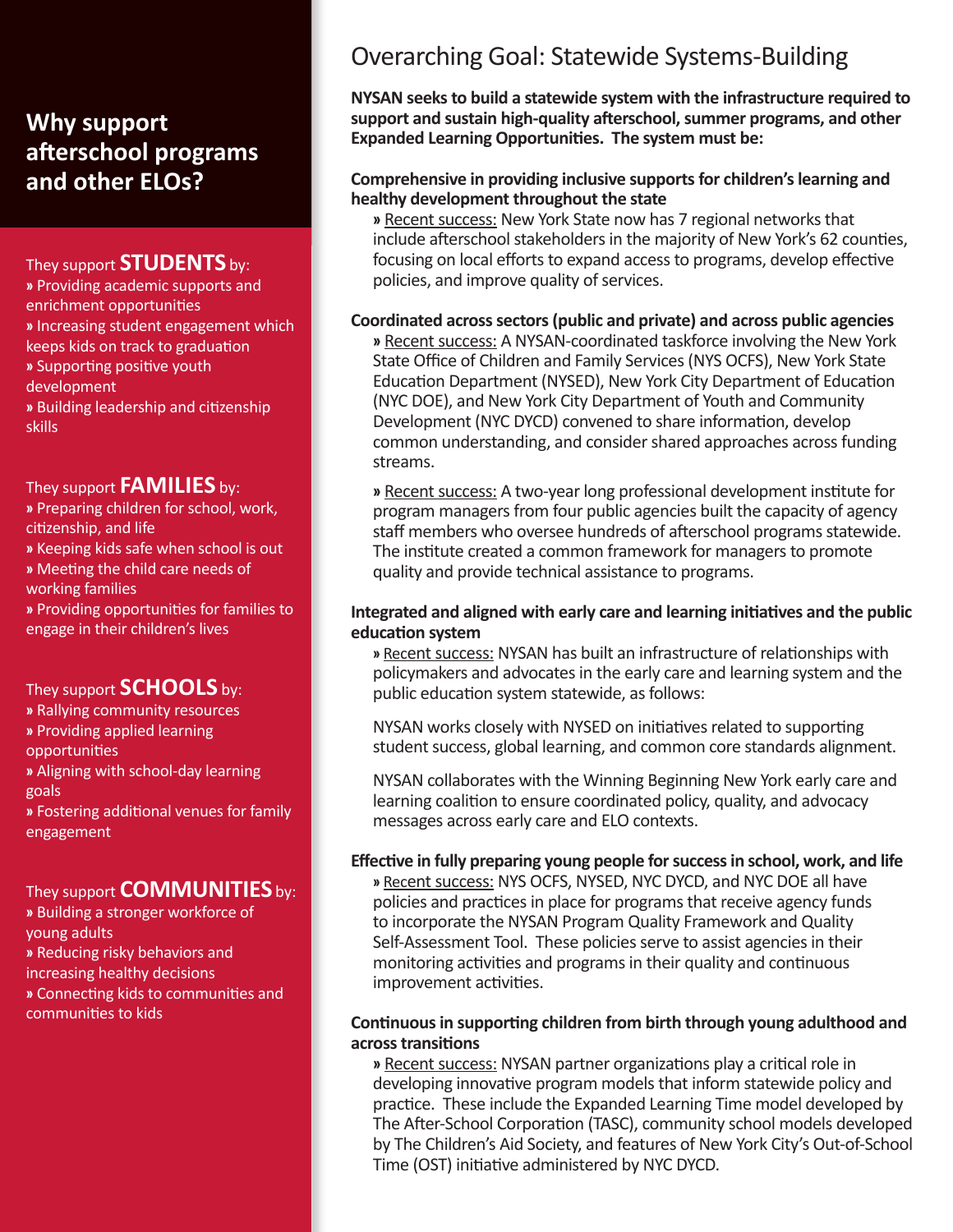## Why support afterschool programs and other ELOs?

They support **STUDENTS** by:

» Providing academic supports and enrichment opportunities
» Increasing student engagement which keeps kids on track to graduation
» Supporting positive youth development
» Building leadership and citizenship skills

They support **FAMILIES** by:

» Preparing children for school, work, citizenship, and life
» Keeping kids safe when school is out
» Meeting the child care needs of working families
» Providing opportunities for families to engage in their children's lives

They support **SCHOOLS** by:

» Rallying community resources
» Providing applied learning opportunities
» Aligning with school-day learning goals
» Fostering additional venues for family engagement

They support **COMMUNITIES** by:

» Building a stronger workforce of young adults
» Reducing risky behaviors and increasing healthy decisions
» Connecting kids to communities and communities to kids

# Overarching Goal: Statewide Systems-Building

**NYSAN seeks to build a statewide system with the infrastructure required to support and sustain high-quality afterschool, summer programs, and other Expanded Learning Opportunities. The system must be:**

**Comprehensive in providing inclusive supports for children's learning and healthy development throughout the state**

» Recent success: New York State now has 7 regional networks that include afterschool stakeholders in the majority of New York's 62 counties, focusing on local efforts to expand access to programs, develop effective policies, and improve quality of services.

**Coordinated across sectors (public and private) and across public agencies**

» Recent success: A NYSAN-coordinated taskforce involving the New York State Office of Children and Family Services (NYS OCFS), New York State Education Department (NYSED), New York City Department of Education (NYC DOE), and New York City Department of Youth and Community Development (NYC DYCD) convened to share information, develop common understanding, and consider shared approaches across funding streams.

» Recent success: A two-year long professional development institute for program managers from four public agencies built the capacity of agency staff members who oversee hundreds of afterschool programs statewide. The institute created a common framework for managers to promote quality and provide technical assistance to programs.

**Integrated and aligned with early care and learning initiatives and the public education system**

» Recent success: NYSAN has built an infrastructure of relationships with policymakers and advocates in the early care and learning system and the public education system statewide, as follows:

NYSAN works closely with NYSED on initiatives related to supporting student success, global learning, and common core standards alignment.

NYSAN collaborates with the Winning Beginning New York early care and learning coalition to ensure coordinated policy, quality, and advocacy messages across early care and ELO contexts.

**Effective in fully preparing young people for success in school, work, and life**

» Recent success: NYS OCFS, NYSED, NYC DYCD, and NYC DOE all have policies and practices in place for programs that receive agency funds to incorporate the NYSAN Program Quality Framework and Quality Self-Assessment Tool. These policies serve to assist agencies in their monitoring activities and programs in their quality and continuous improvement activities.

**Continuous in supporting children from birth through young adulthood and across transitions**

» Recent success: NYSAN partner organizations play a critical role in developing innovative program models that inform statewide policy and practice. These include the Expanded Learning Time model developed by The After-School Corporation (TASC), community school models developed by The Children's Aid Society, and features of New York City's Out-of-School Time (OST) initiative administered by NYC DYCD.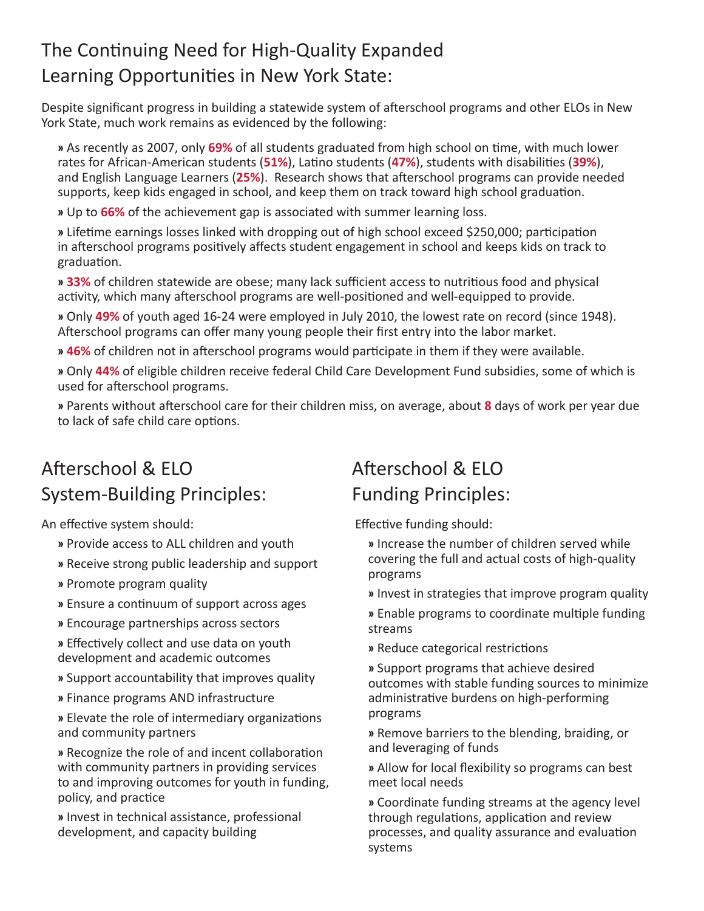# The Continuing Need for High-Quality Expanded Learning Opportunities in New York State:

Despite significant progress in building a statewide system of afterschool programs and other ELOs in New York State, much work remains as evidenced by the following:

- As recently as 2007, only **69%** of all students graduated from high school on time, with much lower rates for African-American students (**51%**), Latino students (**47%**), students with disabilities (**39%**), and English Language Learners (**25%**). Research shows that afterschool programs can provide needed supports, keep kids engaged in school, and keep them on track toward high school graduation.
- Up to **66%** of the achievement gap is associated with summer learning loss.
- Lifetime earnings losses linked with dropping out of high school exceed $250,000; participation in afterschool programs positively affects student engagement in school and keeps kids on track to graduation.
- **33%** of children statewide are obese; many lack sufficient access to nutritious food and physical activity, which many afterschool programs are well-positioned and well-equipped to provide.
- Only **49%** of youth aged 16-24 were employed in July 2010, the lowest rate on record (since 1948). Afterschool programs can offer many young people their first entry into the labor market.
- **46%** of children not in afterschool programs would participate in them if they were available.
- Only **44%** of eligible children receive federal Child Care Development Fund subsidies, some of which is used for afterschool programs.
- Parents without afterschool care for their children miss, on average, about **8** days of work per year due to lack of safe child care options.

## Afterschool & ELO System-Building Principles:

An effective system should:

- Provide access to ALL children and youth
- Receive strong public leadership and support
- Promote program quality
- Ensure a continuum of support across ages
- Encourage partnerships across sectors
- Effectively collect and use data on youth development and academic outcomes
- Support accountability that improves quality
- Finance programs AND infrastructure
- Elevate the role of intermediary organizations and community partners
- Recognize the role of and incent collaboration with community partners in providing services to and improving outcomes for youth in funding, policy, and practice
- Invest in technical assistance, professional development, and capacity building

## Afterschool & ELO Funding Principles:

Effective funding should:

- Increase the number of children served while covering the full and actual costs of high-quality programs
- Invest in strategies that improve program quality
- Enable programs to coordinate multiple funding streams
- Reduce categorical restrictions
- Support programs that achieve desired outcomes with stable funding sources to minimize administrative burdens on high-performing programs
- Remove barriers to the blending, braiding, or and leveraging of funds
- Allow for local flexibility so programs can best meet local needs
- Coordinate funding streams at the agency level through regulations, application and review processes, and quality assurance and evaluation systems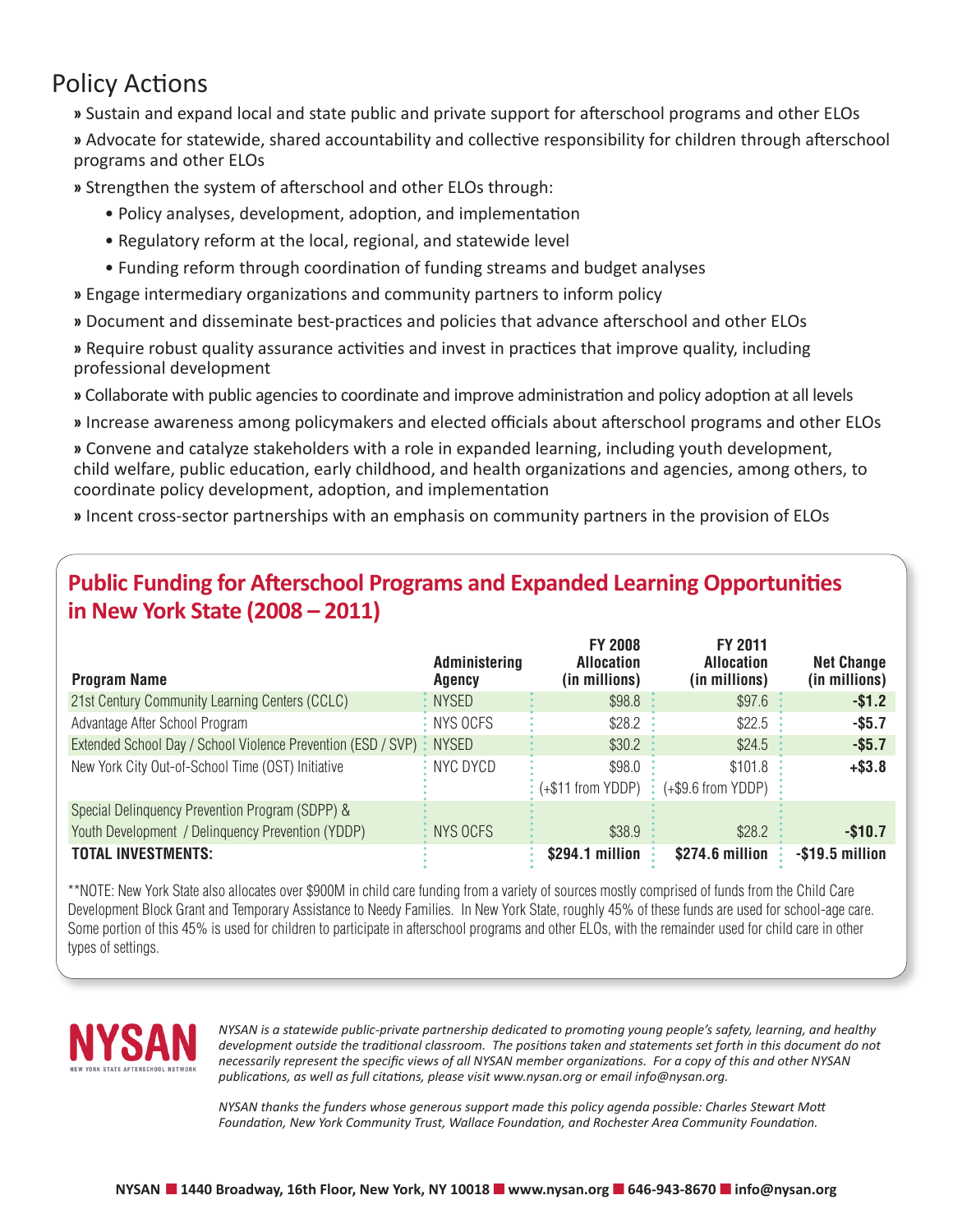## Policy Actions

» Sustain and expand local and state public and private support for afterschool programs and other ELOs

» Advocate for statewide, shared accountability and collective responsibility for children through afterschool programs and other ELOs

» Strengthen the system of afterschool and other ELOs through:

- Policy analyses, development, adoption, and implementation
- Regulatory reform at the local, regional, and statewide level
- Funding reform through coordination of funding streams and budget analyses

» Engage intermediary organizations and community partners to inform policy

» Document and disseminate best-practices and policies that advance afterschool and other ELOs

» Require robust quality assurance activities and invest in practices that improve quality, including professional development

» Collaborate with public agencies to coordinate and improve administration and policy adoption at all levels

» Increase awareness among policymakers and elected officials about afterschool programs and other ELOs

» Convene and catalyze stakeholders with a role in expanded learning, including youth development, child welfare, public education, early childhood, and health organizations and agencies, among others, to coordinate policy development, adoption, and implementation

» Incent cross-sector partnerships with an emphasis on community partners in the provision of ELOs

## Public Funding for Afterschool Programs and Expanded Learning Opportunities in New York State (2008 – 2011)

| Program Name | Administering Agency | FY 2008 Allocation (in millions) | FY 2011 Allocation (in millions) | Net Change (in millions) |
|---|---|---|---|---|
| 21st Century Community Learning Centers (CCLC) | NYSED | $98.8 | $97.6 | **-$1.2** |
| Advantage After School Program | NYS OCFS | $28.2 | $22.5 | **-$5.7** |
| Extended School Day / School Violence Prevention (ESD / SVP) | NYSED | $30.2 | $24.5 | **-$5.7** |
| New York City Out-of-School Time (OST) Initiative | NYC DYCD | $98.0 (+$11 from YDDP) | $101.8 (+$9.6 from YDDP) | **+$3.8** |
| Special Delinquency Prevention Program (SDPP) & Youth Development / Delinquency Prevention (YDDP) | NYS OCFS | $38.9 | $28.2 | **-$10.7** |
| **TOTAL INVESTMENTS:** | | **$294.1 million** | **$274.6 million** | **-$19.5 million** |

**NOTE: New York State also allocates over $900M in child care funding from a variety of sources mostly comprised of funds from the Child Care Development Block Grant and Temporary Assistance to Needy Families. In New York State, roughly 45% of these funds are used for school-age care. Some portion of this 45% is used for children to participate in afterschool programs and other ELOs, with the remainder used for child care in other types of settings.

**NYSAN**
NEW YORK STATE AFTERSCHOOL NETWORK

*NYSAN is a statewide public-private partnership dedicated to promoting young people's safety, learning, and healthy development outside the traditional classroom. The positions taken and statements set forth in this document do not necessarily represent the specific views of all NYSAN member organizations. For a copy of this and other NYSAN publications, as well as full citations, please visit www.nysan.org or email info@nysan.org.*

*NYSAN thanks the funders whose generous support made this policy agenda possible: Charles Stewart Mott Foundation, New York Community Trust, Wallace Foundation, and Rochester Area Community Foundation.*

**NYSAN ■ 1440 Broadway, 16th Floor, New York, NY 10018 ■ www.nysan.org ■ 646-943-8670 ■ info@nysan.org**